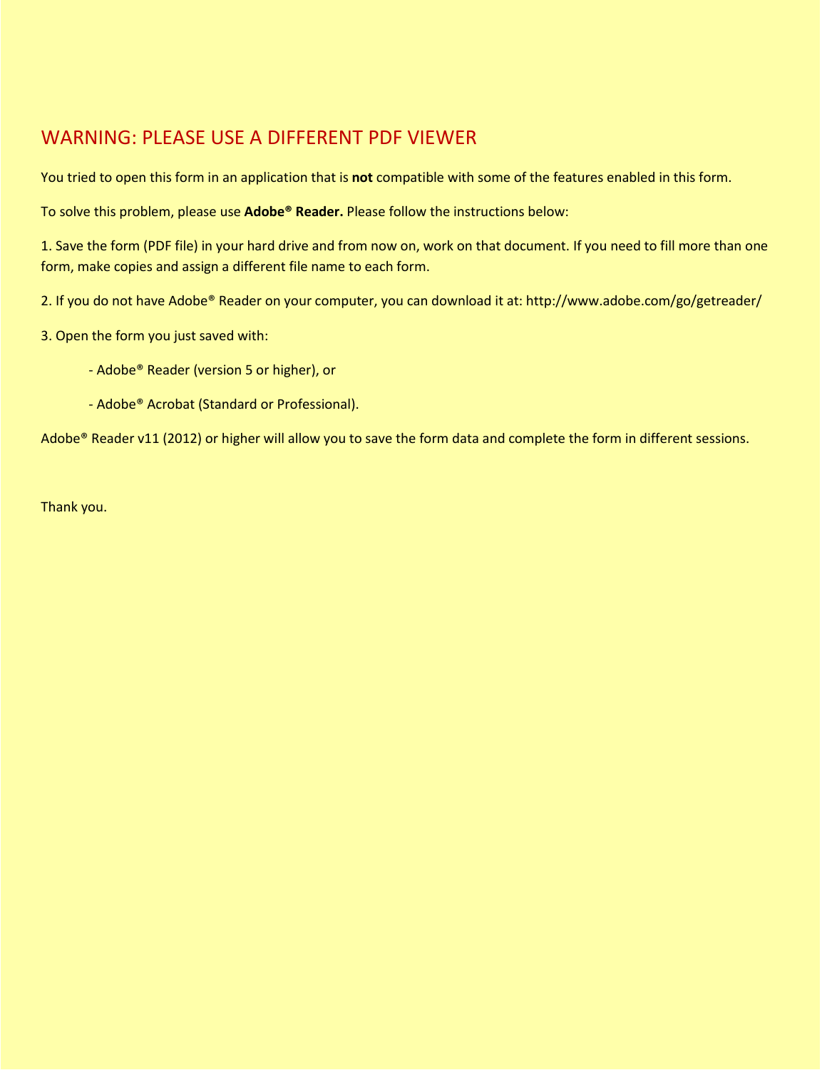## WARNING: PLEASE USE A DIFFERENT PDF VIEWER

You tried to open this form in an application that is **not** compatible with some of the features enabled in this form.

To solve this problem, please use **Adobe® Reader.** Please follow the instructions below:

1. Save the form (PDF file) in your hard drive and from now on, work on that document. If you need to fill more than one form, make copies and assign a different file name to each form.

2. If you do not have Adobe® Reader on your computer, you can download it at: http://www.adobe.com/go/getreader/

3. Open the form you just saved with:

   - Adobe® Reader (version 5 or higher), or

   - Adobe® Acrobat (Standard or Professional).

Adobe® Reader v11 (2012) or higher will allow you to save the form data and complete the form in different sessions.

Thank you.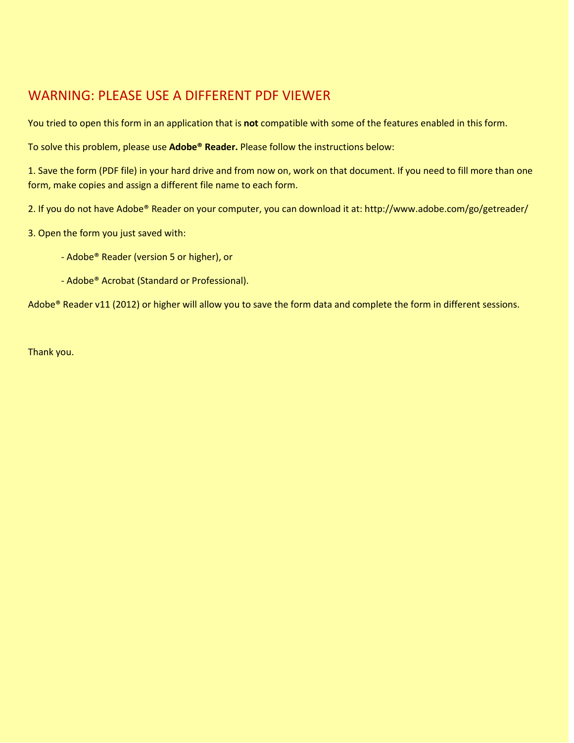## WARNING: PLEASE USE A DIFFERENT PDF VIEWER

You tried to open this form in an application that is **not** compatible with some of the features enabled in this form.

To solve this problem, please use **Adobe® Reader.** Please follow the instructions below:

1. Save the form (PDF file) in your hard drive and from now on, work on that document. If you need to fill more than one form, make copies and assign a different file name to each form.

2. If you do not have Adobe® Reader on your computer, you can download it at: http://www.adobe.com/go/getreader/

3. Open the form you just saved with:

    - Adobe® Reader (version 5 or higher), or

    - Adobe® Acrobat (Standard or Professional).

Adobe® Reader v11 (2012) or higher will allow you to save the form data and complete the form in different sessions.

Thank you.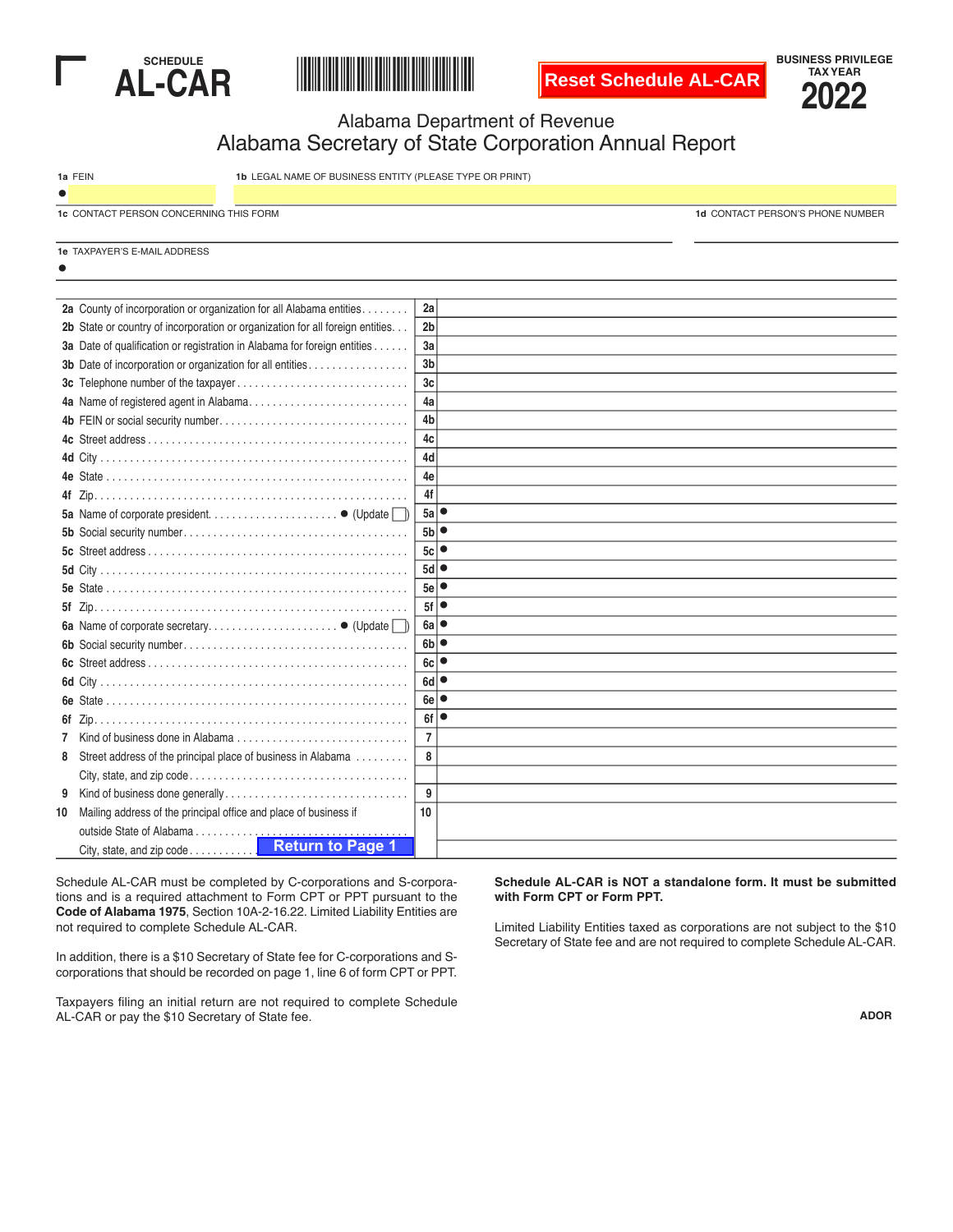SCHEDULE

# AL-CAR

Reset Schedule AL-CAR

BUSINESS PRIVILEGE TAX YEAR

**2022**

## Alabama Department of Revenue
## Alabama Secretary of State Corporation Annual Report

**1a** FEIN ●

**1b** LEGAL NAME OF BUSINESS ENTITY (PLEASE TYPE OR PRINT)

**1c** CONTACT PERSON CONCERNING THIS FORM

**1d** CONTACT PERSON'S PHONE NUMBER

**1e** TAXPAYER'S E-MAIL ADDRESS ●

| | | |
|---|---|---|
| **2a** County of incorporation or organization for all Alabama entities | **2a** | |
| **2b** State or country of incorporation or organization for all foreign entities | **2b** | |
| **3a** Date of qualification or registration in Alabama for foreign entities | **3a** | |
| **3b** Date of incorporation or organization for all entities | **3b** | |
| **3c** Telephone number of the taxpayer | **3c** | |
| **4a** Name of registered agent in Alabama | **4a** | |
| **4b** FEIN or social security number | **4b** | |
| **4c** Street address | **4c** | |
| **4d** City | **4d** | |
| **4e** State | **4e** | |
| **4f** Zip | **4f** | |
| **5a** Name of corporate president ● (Update ☐) | **5a** | ● |
| **5b** Social security number | **5b** | ● |
| **5c** Street address | **5c** | ● |
| **5d** City | **5d** | ● |
| **5e** State | **5e** | ● |
| **5f** Zip | **5f** | ● |
| **6a** Name of corporate secretary ● (Update ☐) | **6a** | ● |
| **6b** Social security number | **6b** | ● |
| **6c** Street address | **6c** | ● |
| **6d** City | **6d** | ● |
| **6e** State | **6e** | ● |
| **6f** Zip | **6f** | ● |
| **7** Kind of business done in Alabama | **7** | |
| **8** Street address of the principal place of business in Alabama | **8** | |
| City, state, and zip code | | |
| **9** Kind of business done generally | **9** | |
| **10** Mailing address of the principal office and place of business if outside State of Alabama | **10** | |
| City, state, and zip code | | |

Return to Page 1

Schedule AL-CAR must be completed by C-corporations and S-corporations and is a required attachment to Form CPT or PPT pursuant to the **Code of Alabama 1975**, Section 10A-2-16.22. Limited Liability Entities are not required to complete Schedule AL-CAR.

In addition, there is a $10 Secretary of State fee for C-corporations and S-corporations that should be recorded on page 1, line 6 of form CPT or PPT.

Taxpayers filing an initial return are not required to complete Schedule AL-CAR or pay the $10 Secretary of State fee.

**Schedule AL-CAR is NOT a standalone form. It must be submitted with Form CPT or Form PPT.**

Limited Liability Entities taxed as corporations are not subject to the $10 Secretary of State fee and are not required to complete Schedule AL-CAR.

ADOR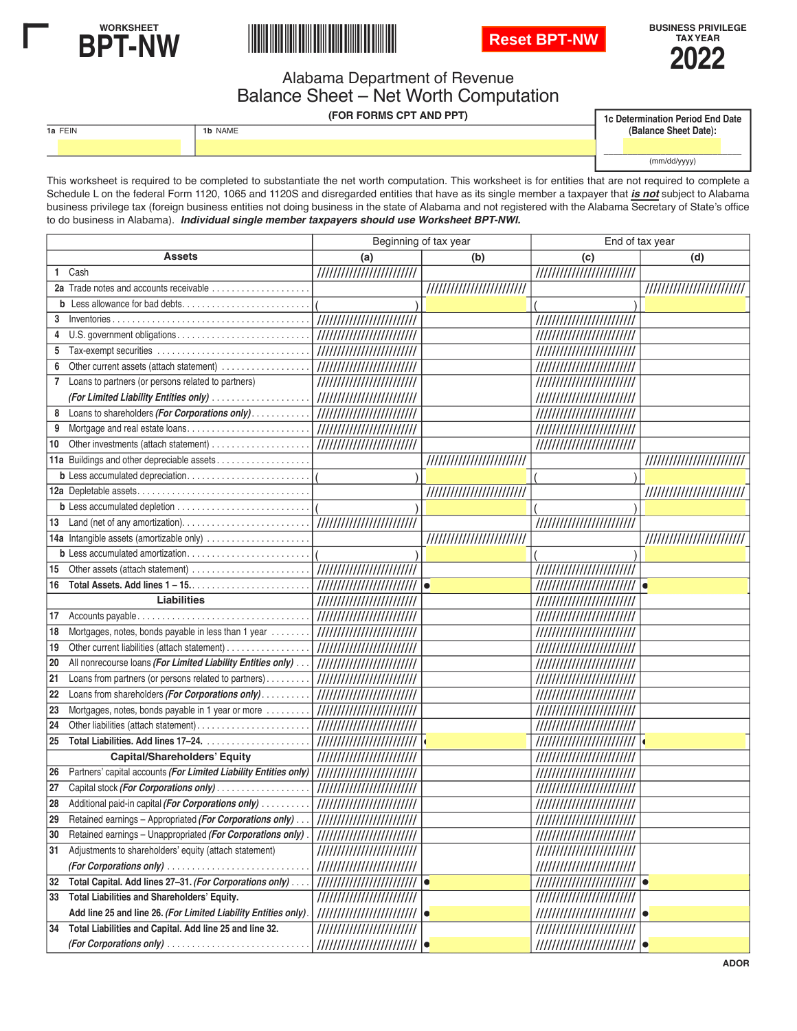WORKSHEET
# BPT-NW

BUSINESS PRIVILEGE TAX YEAR
**2022**

## Alabama Department of Revenue
## Balance Sheet – Net Worth Computation
**(FOR FORMS CPT AND PPT)**

| 1a FEIN | 1b NAME | 1c Determination Period End Date (Balance Sheet Date): |
|---|---|---|
| | | (mm/dd/yyyy) |

This worksheet is required to be completed to substantiate the net worth computation. This worksheet is for entities that are not required to complete a Schedule L on the federal Form 1120, 1065 and 1120S and disregarded entities that have as its single member a taxpayer that ***is not*** subject to Alabama business privilege tax (foreign business entities not doing business in the state of Alabama and not registered with the Alabama Secretary of State's office to do business in Alabama). ***Individual single member taxpayers should use Worksheet BPT-NWI.***

| | Beginning of tax year | | End of tax year | |
|---|---|---|---|---|
| **Assets** | **(a)** | **(b)** | **(c)** | **(d)** |
| 1 Cash | ////////////////////// | | ////////////////////// | |
| 2a Trade notes and accounts receivable | | ////////////////////// | | ////////////////////// |
| b Less allowance for bad debts | ( ) | | ( ) | |
| 3 Inventories | ////////////////////// | | ////////////////////// | |
| 4 U.S. government obligations | ////////////////////// | | ////////////////////// | |
| 5 Tax-exempt securities | ////////////////////// | | ////////////////////// | |
| 6 Other current assets (attach statement) | ////////////////////// | | ////////////////////// | |
| 7 Loans to partners (or persons related to partners) *(For Limited Liability Entities only)* | ////////////////////// | | ////////////////////// | |
| 8 Loans to shareholders *(For Corporations only)* | ////////////////////// | | ////////////////////// | |
| 9 Mortgage and real estate loans | ////////////////////// | | ////////////////////// | |
| 10 Other investments (attach statement) | ////////////////////// | | ////////////////////// | |
| 11a Buildings and other depreciable assets | | ////////////////////// | | ////////////////////// |
| b Less accumulated depreciation | ( ) | | ( ) | |
| 12a Depletable assets | | ////////////////////// | | ////////////////////// |
| b Less accumulated depletion | ( ) | | ( ) | |
| 13 Land (net of any amortization) | ////////////////////// | | ////////////////////// | |
| 14a Intangible assets (amortizable only) | | ////////////////////// | | ////////////////////// |
| b Less accumulated amortization | ( ) | | ( ) | |
| 15 Other assets (attach statement) | ////////////////////// | | ////////////////////// | |
| **16 Total Assets. Add lines 1 – 15.** | ////////////////////// | ● | ////////////////////// | ● |
| **Liabilities** | ////////////////////// | | ////////////////////// | |
| 17 Accounts payable | ////////////////////// | | ////////////////////// | |
| 18 Mortgages, notes, bonds payable in less than 1 year | ////////////////////// | | ////////////////////// | |
| 19 Other current liabilities (attach statement) | ////////////////////// | | ////////////////////// | |
| 20 All nonrecourse loans *(For Limited Liability Entities only)* | ////////////////////// | | ////////////////////// | |
| 21 Loans from partners (or persons related to partners) | ////////////////////// | | ////////////////////// | |
| 22 Loans from shareholders *(For Corporations only)* | ////////////////////// | | ////////////////////// | |
| 23 Mortgages, notes, bonds payable in 1 year or more | ////////////////////// | | ////////////////////// | |
| 24 Other liabilities (attach statement) | ////////////////////// | | ////////////////////// | |
| **25 Total Liabilities. Add lines 17–24.** | ////////////////////// | ● | ////////////////////// | ● |
| **Capital/Shareholders' Equity** | ////////////////////// | | ////////////////////// | |
| 26 Partners' capital accounts *(For Limited Liability Entities only)* | ////////////////////// | | ////////////////////// | |
| 27 Capital stock *(For Corporations only)* | ////////////////////// | | ////////////////////// | |
| 28 Additional paid-in capital *(For Corporations only)* | ////////////////////// | | ////////////////////// | |
| 29 Retained earnings – Appropriated *(For Corporations only)* | ////////////////////// | | ////////////////////// | |
| 30 Retained earnings – Unappropriated *(For Corporations only)* | ////////////////////// | | ////////////////////// | |
| 31 Adjustments to shareholders' equity (attach statement) *(For Corporations only)* | ////////////////////// | | ////////////////////// | |
| **32 Total Capital. Add lines 27–31. *(For Corporations only)*** | ////////////////////// | ● | ////////////////////// | ● |
| **33 Total Liabilities and Shareholders' Equity. Add line 25 and line 26. *(For Limited Liability Entities only)*** | ////////////////////// | ● | ////////////////////// | ● |
| **34 Total Liabilities and Capital. Add line 25 and line 32. *(For Corporations only)*** | ////////////////////// | ● | ////////////////////// | ● |

ADOR